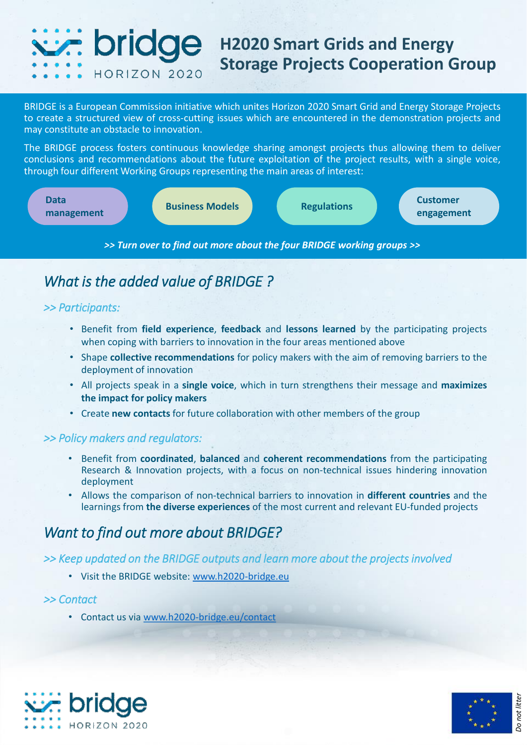# bridge HORIZON 2020

## H2020 Smart Grids and Energy Storage Projects Cooperation Group

BRIDGE is a European Commission initiative which unites Horizon 2020 Smart Grid and Energy Storage Projects to create a structured view of cross-cutting issues which are encountered in the demonstration projects and may constitute an obstacle to innovation.

The BRIDGE process fosters continuous knowledge sharing amongst projects thus allowing them to deliver conclusions and recommendations about the future exploitation of the project results, with a single voice, through four different Working Groups representing the main areas of interest:

- **Data management**
- **Business Models**
- **Regulations**
- **Customer engagement**

***>> Turn over to find out more about the four BRIDGE working groups >>***

## *What is the added value of BRIDGE ?*

### *>> Participants:*

- Benefit from **field experience**, **feedback** and **lessons learned** by the participating projects when coping with barriers to innovation in the four areas mentioned above
- Shape **collective recommendations** for policy makers with the aim of removing barriers to the deployment of innovation
- All projects speak in a **single voice**, which in turn strengthens their message and **maximizes the impact for policy makers**
- Create **new contacts** for future collaboration with other members of the group

### *>> Policy makers and regulators:*

- Benefit from **coordinated**, **balanced** and **coherent recommendations** from the participating Research & Innovation projects, with a focus on non-technical issues hindering innovation deployment
- Allows the comparison of non-technical barriers to innovation in **different countries** and the learnings from **the diverse experiences** of the most current and relevant EU-funded projects

## *Want to find out more about BRIDGE?*

### *>> Keep updated on the BRIDGE outputs and learn more about the projects involved*

- Visit the BRIDGE website: www.h2020-bridge.eu

### *>> Contact*

- Contact us via www.h2020-bridge.eu/contact

bridge HORIZON 2020

*Do not litter*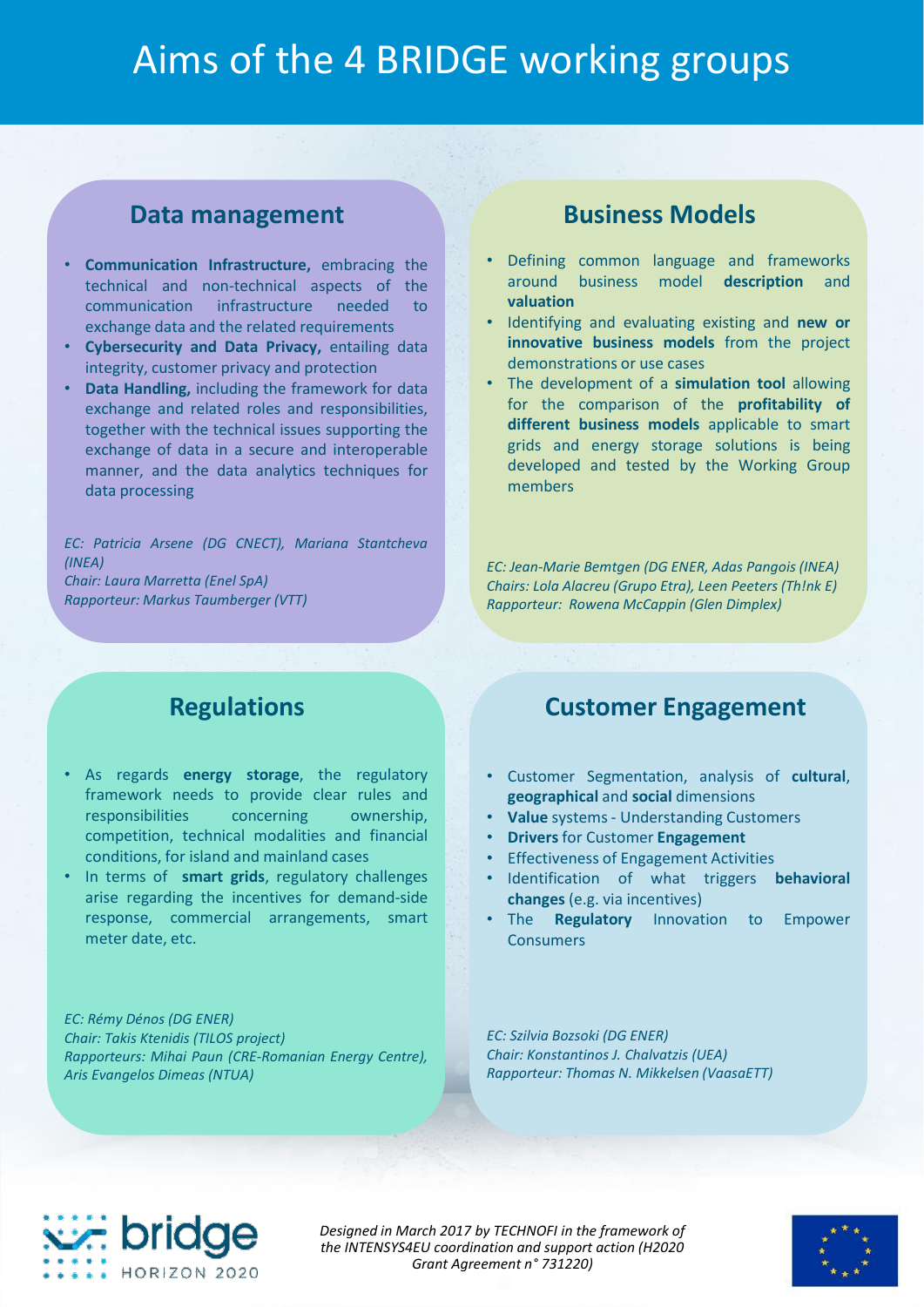# Aims of the 4 BRIDGE working groups

## Data management

- **Communication Infrastructure,** embracing the technical and non-technical aspects of the communication infrastructure needed to exchange data and the related requirements
- **Cybersecurity and Data Privacy,** entailing data integrity, customer privacy and protection
- **Data Handling,** including the framework for data exchange and related roles and responsibilities, together with the technical issues supporting the exchange of data in a secure and interoperable manner, and the data analytics techniques for data processing

*EC: Patricia Arsene (DG CNECT), Mariana Stantcheva (INEA)*
*Chair: Laura Marretta (Enel SpA)*
*Rapporteur: Markus Taumberger (VTT)*

## Business Models

- Defining common language and frameworks around business model **description** and **valuation**
- Identifying and evaluating existing and **new or innovative business models** from the project demonstrations or use cases
- The development of a **simulation tool** allowing for the comparison of the **profitability of different business models** applicable to smart grids and energy storage solutions is being developed and tested by the Working Group members

*EC: Jean-Marie Bemtgen (DG ENER, Adas Pangois (INEA)*
*Chairs: Lola Alacreu (Grupo Etra), Leen Peeters (Th!nk E)*
*Rapporteur: Rowena McCappin (Glen Dimplex)*

## Regulations

- As regards **energy storage**, the regulatory framework needs to provide clear rules and responsibilities concerning ownership, competition, technical modalities and financial conditions, for island and mainland cases
- In terms of **smart grids**, regulatory challenges arise regarding the incentives for demand-side response, commercial arrangements, smart meter date, etc.

*EC: Rémy Dénos (DG ENER)*
*Chair: Takis Ktenidis (TILOS project)*
*Rapporteurs: Mihai Paun (CRE-Romanian Energy Centre), Aris Evangelos Dimeas (NTUA)*

## Customer Engagement

- Customer Segmentation, analysis of **cultural**, **geographical** and **social** dimensions
- **Value** systems - Understanding Customers
- **Drivers** for Customer **Engagement**
- Effectiveness of Engagement Activities
- Identification of what triggers **behavioral changes** (e.g. via incentives)
- The **Regulatory** Innovation to Empower Consumers

*EC: Szilvia Bozsoki (DG ENER)*
*Chair: Konstantinos J. Chalvatzis (UEA)*
*Rapporteur: Thomas N. Mikkelsen (VaasaETT)*

bridge HORIZON 2020

*Designed in March 2017 by TECHNOFI in the framework of the INTENSYS4EU coordination and support action (H2020 Grant Agreement n° 731220)*